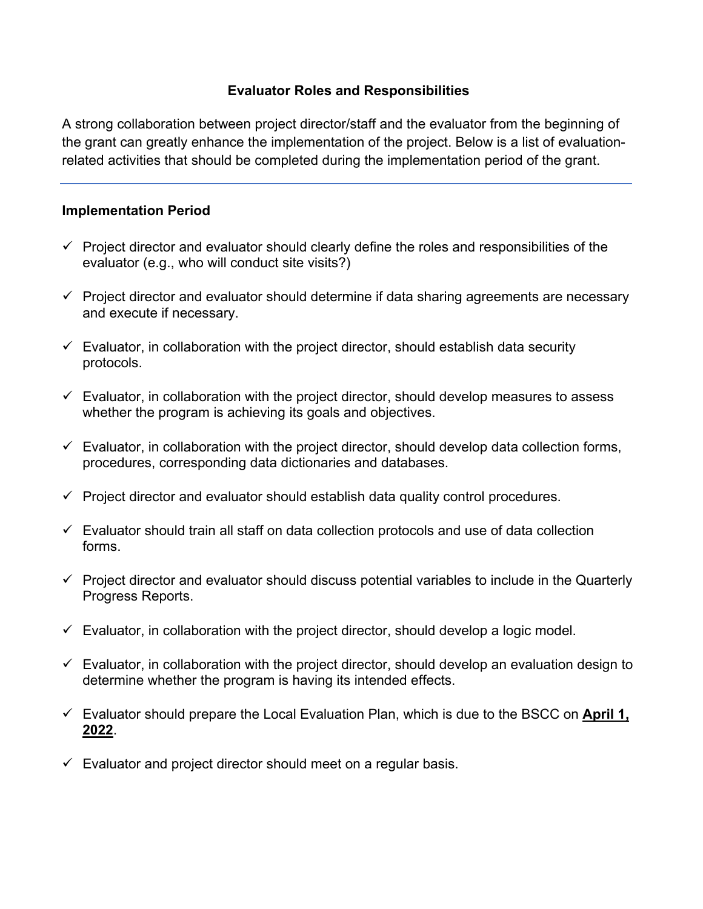# Evaluator Roles and Responsibilities

A strong collaboration between project director/staff and the evaluator from the beginning of the grant can greatly enhance the implementation of the project. Below is a list of evaluation-related activities that should be completed during the implementation period of the grant.

---

## Implementation Period

- ✓ Project director and evaluator should clearly define the roles and responsibilities of the evaluator (e.g., who will conduct site visits?)
- ✓ Project director and evaluator should determine if data sharing agreements are necessary and execute if necessary.
- ✓ Evaluator, in collaboration with the project director, should establish data security protocols.
- ✓ Evaluator, in collaboration with the project director, should develop measures to assess whether the program is achieving its goals and objectives.
- ✓ Evaluator, in collaboration with the project director, should develop data collection forms, procedures, corresponding data dictionaries and databases.
- ✓ Project director and evaluator should establish data quality control procedures.
- ✓ Evaluator should train all staff on data collection protocols and use of data collection forms.
- ✓ Project director and evaluator should discuss potential variables to include in the Quarterly Progress Reports.
- ✓ Evaluator, in collaboration with the project director, should develop a logic model.
- ✓ Evaluator, in collaboration with the project director, should develop an evaluation design to determine whether the program is having its intended effects.
- ✓ Evaluator should prepare the Local Evaluation Plan, which is due to the BSCC on **April 1, 2022**.
- ✓ Evaluator and project director should meet on a regular basis.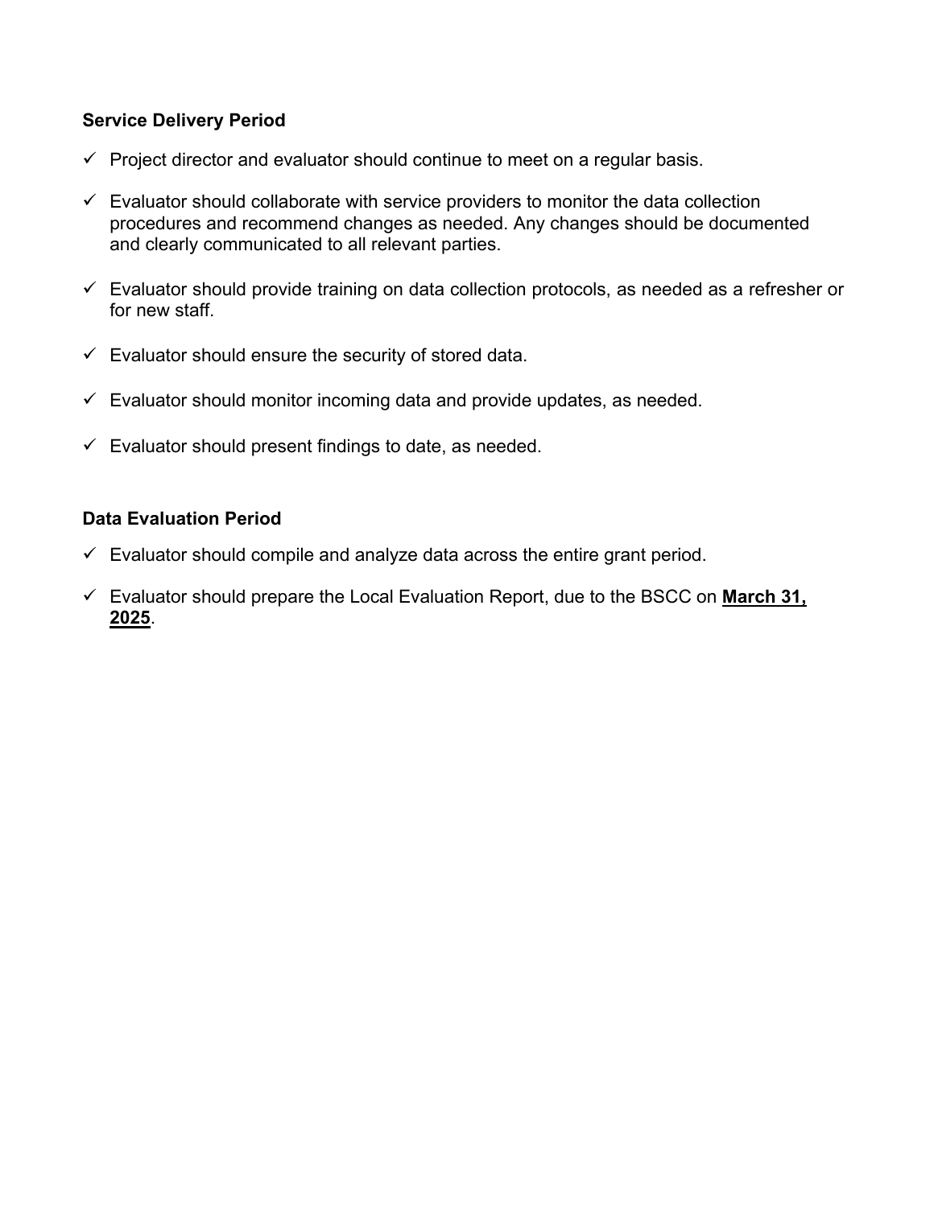**Service Delivery Period**

- ✓ Project director and evaluator should continue to meet on a regular basis.
- ✓ Evaluator should collaborate with service providers to monitor the data collection procedures and recommend changes as needed. Any changes should be documented and clearly communicated to all relevant parties.
- ✓ Evaluator should provide training on data collection protocols, as needed as a refresher or for new staff.
- ✓ Evaluator should ensure the security of stored data.
- ✓ Evaluator should monitor incoming data and provide updates, as needed.
- ✓ Evaluator should present findings to date, as needed.

**Data Evaluation Period**

- ✓ Evaluator should compile and analyze data across the entire grant period.
- ✓ Evaluator should prepare the Local Evaluation Report, due to the BSCC on **March 31, 2025**.